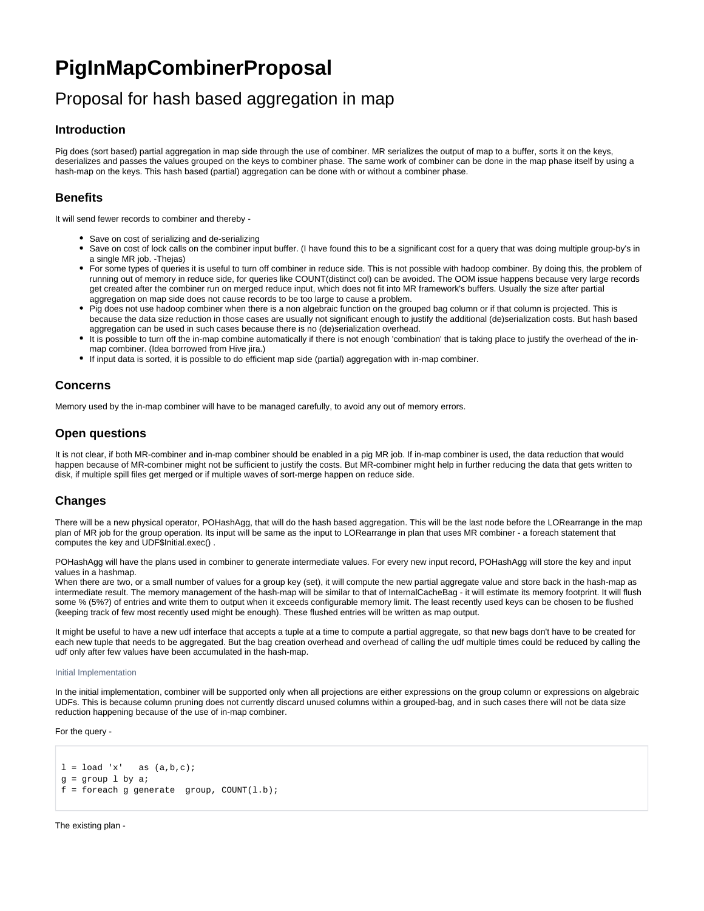# PigInMapCombinerProposal

## Proposal for hash based aggregation in map

### Introduction

Pig does (sort based) partial aggregation in map side through the use of combiner. MR serializes the output of map to a buffer, sorts it on the keys, deserializes and passes the values grouped on the keys to combiner phase. The same work of combiner can be done in the map phase itself by using a hash-map on the keys. This hash based (partial) aggregation can be done with or without a combiner phase.

### Benefits

It will send fewer records to combiner and thereby -

- Save on cost of serializing and de-serializing
- Save on cost of lock calls on the combiner input buffer. (I have found this to be a significant cost for a query that was doing multiple group-by's in a single MR job. -Thejas)
- For some types of queries it is useful to turn off combiner in reduce side. This is not possible with hadoop combiner. By doing this, the problem of running out of memory in reduce side, for queries like COUNT(distinct col) can be avoided. The OOM issue happens because very large records get created after the combiner run on merged reduce input, which does not fit into MR framework's buffers. Usually the size after partial aggregation on map side does not cause records to be too large to cause a problem.
- Pig does not use hadoop combiner when there is a non algebraic function on the grouped bag column or if that column is projected. This is because the data size reduction in those cases are usually not significant enough to justify the additional (de)serialization costs. But hash based aggregation can be used in such cases because there is no (de)serialization overhead.
- It is possible to turn off the in-map combine automatically if there is not enough 'combination' that is taking place to justify the overhead of the in-map combiner. (Idea borrowed from Hive jira.)
- If input data is sorted, it is possible to do efficient map side (partial) aggregation with in-map combiner.

### Concerns

Memory used by the in-map combiner will have to be managed carefully, to avoid any out of memory errors.

### Open questions

It is not clear, if both MR-combiner and in-map combiner should be enabled in a pig MR job. If in-map combiner is used, the data reduction that would happen because of MR-combiner might not be sufficient to justify the costs. But MR-combiner might help in further reducing the data that gets written to disk, if multiple spill files get merged or if multiple waves of sort-merge happen on reduce side.

### Changes

There will be a new physical operator, POHashAgg, that will do the hash based aggregation. This will be the last node before the LORearrange in the map plan of MR job for the group operation. Its input will be same as the input to LORearrange in plan that uses MR combiner - a foreach statement that computes the key and UDF$Initial.exec() .

POHashAgg will have the plans used in combiner to generate intermediate values. For every new input record, POHashAgg will store the key and input values in a hashmap.
When there are two, or a small number of values for a group key (set), it will compute the new partial aggregate value and store back in the hash-map as intermediate result. The memory management of the hash-map will be similar to that of InternalCacheBag - it will estimate its memory footprint. It will flush some % (5%?) of entries and write them to output when it exceeds configurable memory limit. The least recently used keys can be chosen to be flushed (keeping track of few most recently used might be enough). These flushed entries will be written as map output.

It might be useful to have a new udf interface that accepts a tuple at a time to compute a partial aggregate, so that new bags don't have to be created for each new tuple that needs to be aggregated. But the bag creation overhead and overhead of calling the udf multiple times could be reduced by calling the udf only after few values have been accumulated in the hash-map.

#### Initial Implementation

In the initial implementation, combiner will be supported only when all projections are either expressions on the group column or expressions on algebraic UDFs. This is because column pruning does not currently discard unused columns within a grouped-bag, and in such cases there will not be data size reduction happening because of the use of in-map combiner.

For the query -

```
l = load 'x'   as (a,b,c);
g = group l by a;
f = foreach g generate  group, COUNT(l.b);
```

The existing plan -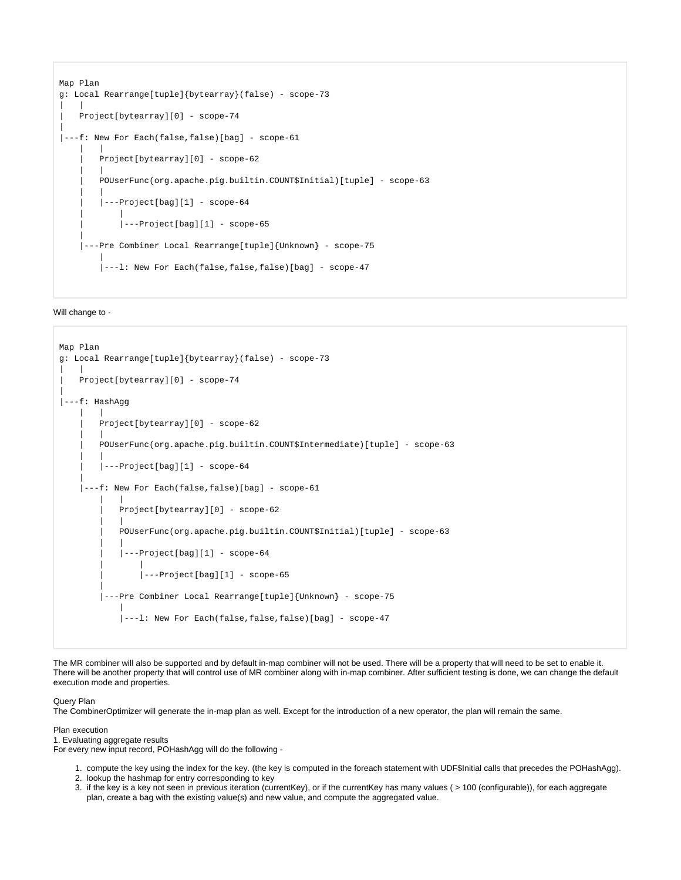```
Map Plan
g: Local Rearrange[tuple]{bytearray}(false) - scope-73
|   |
|   Project[bytearray][0] - scope-74
|
|---f: New For Each(false,false)[bag] - scope-61
    |   |
    |   Project[bytearray][0] - scope-62
    |   |
    |   POUserFunc(org.apache.pig.builtin.COUNT$Initial)[tuple] - scope-63
    |   |
    |   |---Project[bag][1] - scope-64
    |       |
    |       |---Project[bag][1] - scope-65
    |
    |---Pre Combiner Local Rearrange[tuple]{Unknown} - scope-75
        |
        |---l: New For Each(false,false,false)[bag] - scope-47
```

Will change to -

```
Map Plan
g: Local Rearrange[tuple]{bytearray}(false) - scope-73
|   |
|   Project[bytearray][0] - scope-74
|
|---f: HashAgg
    |   |
    |   Project[bytearray][0] - scope-62
    |   |
    |   POUserFunc(org.apache.pig.builtin.COUNT$Intermediate)[tuple] - scope-63
    |   |
    |   |---Project[bag][1] - scope-64
    |
    |---f: New For Each(false,false)[bag] - scope-61
        |   |
        |   Project[bytearray][0] - scope-62
        |   |
        |   POUserFunc(org.apache.pig.builtin.COUNT$Initial)[tuple] - scope-63
        |   |
        |   |---Project[bag][1] - scope-64
        |       |
        |       |---Project[bag][1] - scope-65
        |
        |---Pre Combiner Local Rearrange[tuple]{Unknown} - scope-75
            |
            |---l: New For Each(false,false,false)[bag] - scope-47
```

The MR combiner will also be supported and by default in-map combiner will not be used. There will be a property that will need to be set to enable it. There will be another property that will control use of MR combiner along with in-map combiner. After sufficient testing is done, we can change the default execution mode and properties.

Query Plan
The CombinerOptimizer will generate the in-map plan as well. Except for the introduction of a new operator, the plan will remain the same.

Plan execution
1. Evaluating aggregate results
For every new input record, POHashAgg will do the following -

1. compute the key using the index for the key. (the key is computed in the foreach statement with UDF$Initial calls that precedes the POHashAgg).
2. lookup the hashmap for entry corresponding to key
3. if the key is a key not seen in previous iteration (currentKey), or if the currentKey has many values ( > 100 (configurable)), for each aggregate plan, create a bag with the existing value(s) and new value, and compute the aggregated value.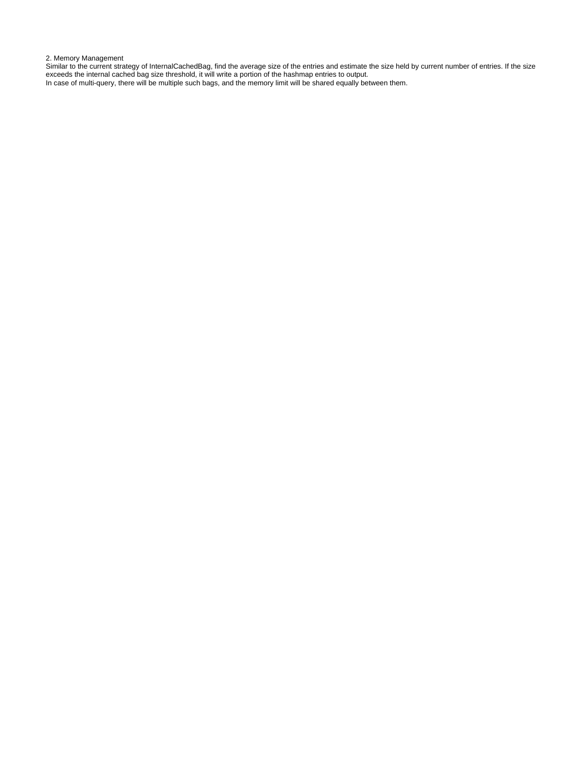2. Memory Management

Similar to the current strategy of InternalCachedBag, find the average size of the entries and estimate the size held by current number of entries. If the size exceeds the internal cached bag size threshold, it will write a portion of the hashmap entries to output.

In case of multi-query, there will be multiple such bags, and the memory limit will be shared equally between them.